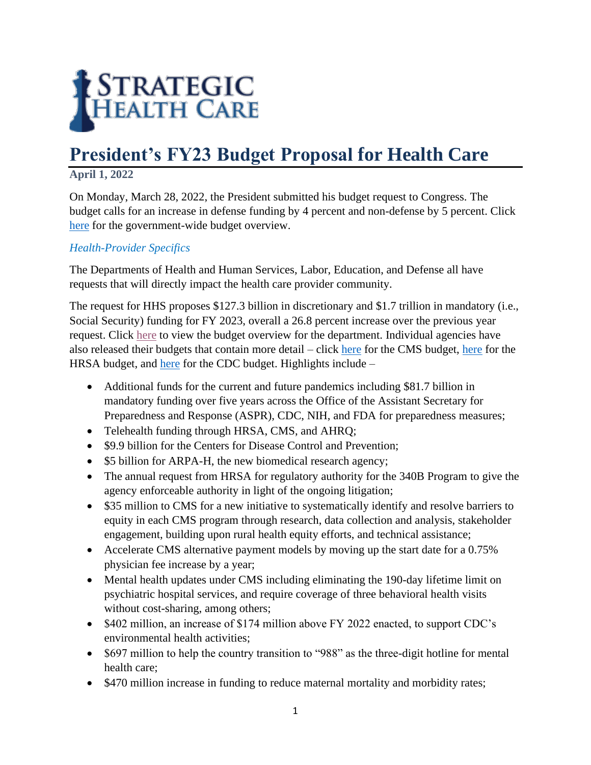**STRATEGIC HEALTH CARE**

# President's FY23 Budget Proposal for Health Care

**April 1, 2022**

On Monday, March 28, 2022, the President submitted his budget request to Congress. The budget calls for an increase in defense funding by 4 percent and non-defense by 5 percent. Click here for the government-wide budget overview.

## *Health-Provider Specifics*

The Departments of Health and Human Services, Labor, Education, and Defense all have requests that will directly impact the health care provider community.

The request for HHS proposes $127.3 billion in discretionary and $1.7 trillion in mandatory (i.e., Social Security) funding for FY 2023, overall a 26.8 percent increase over the previous year request. Click here to view the budget overview for the department. Individual agencies have also released their budgets that contain more detail – click here for the CMS budget, here for the HRSA budget, and here for the CDC budget. Highlights include –

- Additional funds for the current and future pandemics including $81.7 billion in mandatory funding over five years across the Office of the Assistant Secretary for Preparedness and Response (ASPR), CDC, NIH, and FDA for preparedness measures;
- Telehealth funding through HRSA, CMS, and AHRQ;
- $9.9 billion for the Centers for Disease Control and Prevention;
- $5 billion for ARPA-H, the new biomedical research agency;
- The annual request from HRSA for regulatory authority for the 340B Program to give the agency enforceable authority in light of the ongoing litigation;
- $35 million to CMS for a new initiative to systematically identify and resolve barriers to equity in each CMS program through research, data collection and analysis, stakeholder engagement, building upon rural health equity efforts, and technical assistance;
- Accelerate CMS alternative payment models by moving up the start date for a 0.75% physician fee increase by a year;
- Mental health updates under CMS including eliminating the 190-day lifetime limit on psychiatric hospital services, and require coverage of three behavioral health visits without cost-sharing, among others;
- $402 million, an increase of $174 million above FY 2022 enacted, to support CDC's environmental health activities;
- $697 million to help the country transition to "988" as the three-digit hotline for mental health care;
- $470 million increase in funding to reduce maternal mortality and morbidity rates;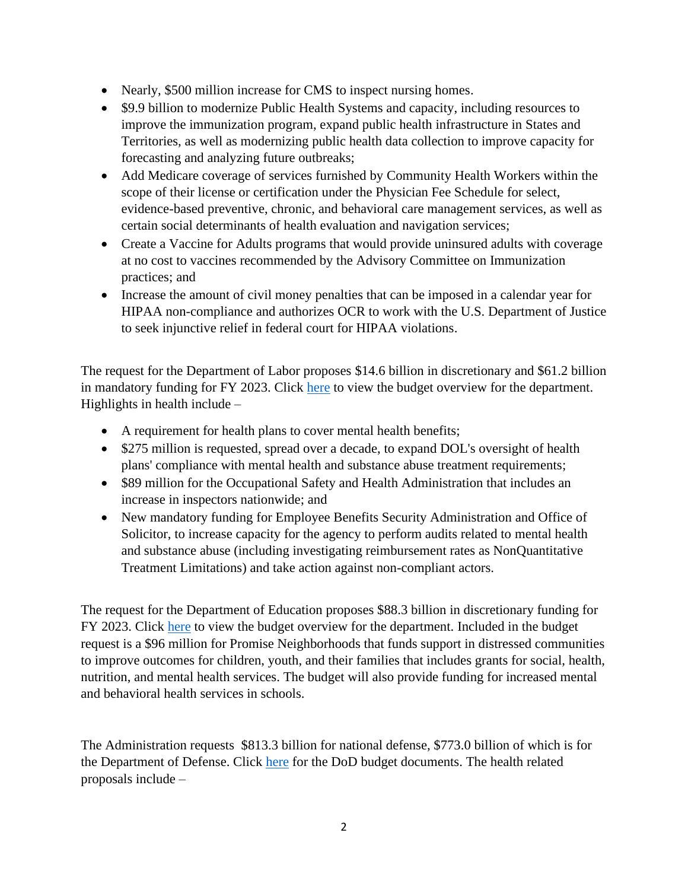- Nearly, $500 million increase for CMS to inspect nursing homes.
- $9.9 billion to modernize Public Health Systems and capacity, including resources to improve the immunization program, expand public health infrastructure in States and Territories, as well as modernizing public health data collection to improve capacity for forecasting and analyzing future outbreaks;
- Add Medicare coverage of services furnished by Community Health Workers within the scope of their license or certification under the Physician Fee Schedule for select, evidence-based preventive, chronic, and behavioral care management services, as well as certain social determinants of health evaluation and navigation services;
- Create a Vaccine for Adults programs that would provide uninsured adults with coverage at no cost to vaccines recommended by the Advisory Committee on Immunization practices; and
- Increase the amount of civil money penalties that can be imposed in a calendar year for HIPAA non-compliance and authorizes OCR to work with the U.S. Department of Justice to seek injunctive relief in federal court for HIPAA violations.

The request for the Department of Labor proposes $14.6 billion in discretionary and $61.2 billion in mandatory funding for FY 2023. Click here to view the budget overview for the department. Highlights in health include –

- A requirement for health plans to cover mental health benefits;
- $275 million is requested, spread over a decade, to expand DOL's oversight of health plans' compliance with mental health and substance abuse treatment requirements;
- $89 million for the Occupational Safety and Health Administration that includes an increase in inspectors nationwide; and
- New mandatory funding for Employee Benefits Security Administration and Office of Solicitor, to increase capacity for the agency to perform audits related to mental health and substance abuse (including investigating reimbursement rates as NonQuantitative Treatment Limitations) and take action against non-compliant actors.

The request for the Department of Education proposes $88.3 billion in discretionary funding for FY 2023. Click here to view the budget overview for the department. Included in the budget request is a $96 million for Promise Neighborhoods that funds support in distressed communities to improve outcomes for children, youth, and their families that includes grants for social, health, nutrition, and mental health services. The budget will also provide funding for increased mental and behavioral health services in schools.

The Administration requests $813.3 billion for national defense, $773.0 billion of which is for the Department of Defense. Click here for the DoD budget documents. The health related proposals include –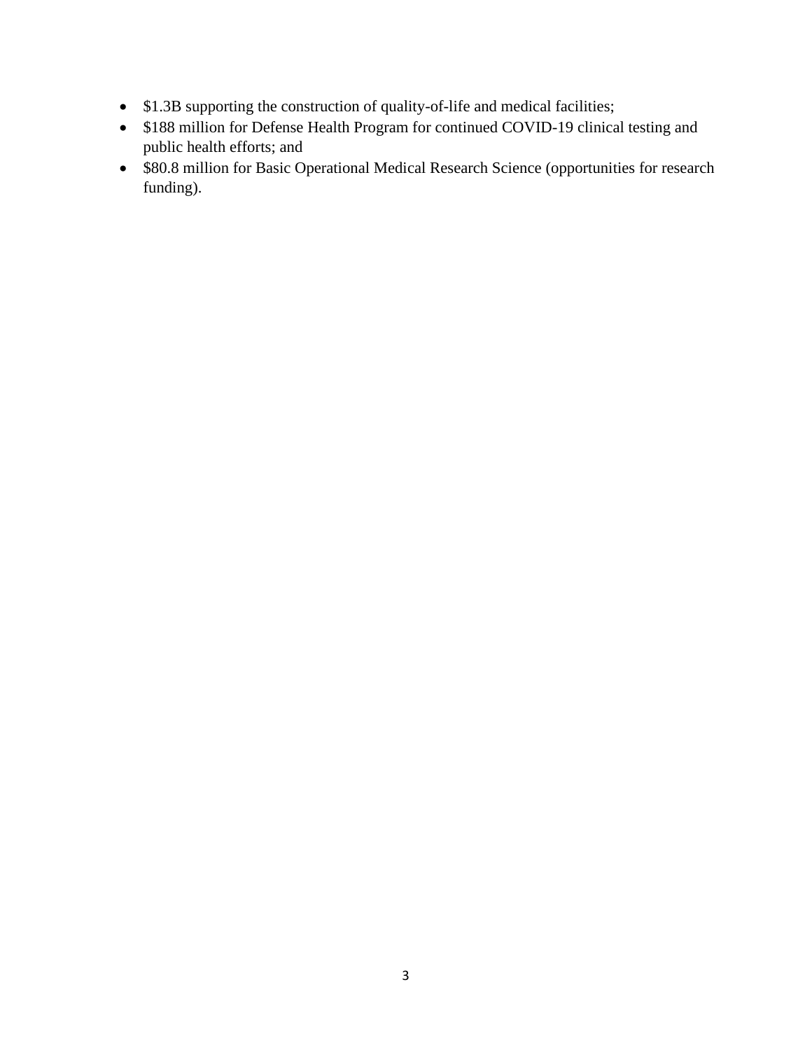- $1.3B supporting the construction of quality-of-life and medical facilities;
- $188 million for Defense Health Program for continued COVID-19 clinical testing and public health efforts; and
- $80.8 million for Basic Operational Medical Research Science (opportunities for research funding).